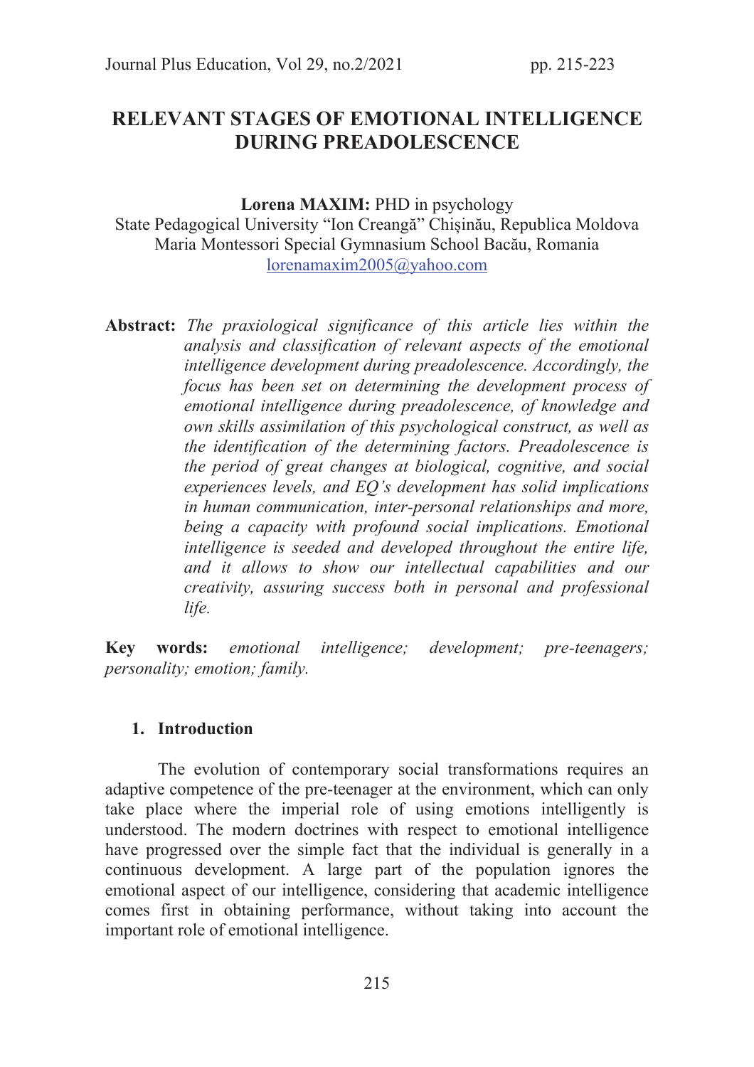# RELEVANT STAGES OF EMOTIONAL INTELLIGENCE DURING PREADOLESCENCE

**Lorena MAXIM:** PHD in psychology
State Pedagogical University "Ion Creangă" Chișinău, Republica Moldova
Maria Montessori Special Gymnasium School Bacău, Romania
lorenamaxim2005@yahoo.com

**Abstract:** *The praxiological significance of this article lies within the analysis and classification of relevant aspects of the emotional intelligence development during preadolescence. Accordingly, the focus has been set on determining the development process of emotional intelligence during preadolescence, of knowledge and own skills assimilation of this psychological construct, as well as the identification of the determining factors. Preadolescence is the period of great changes at biological, cognitive, and social experiences levels, and EQ's development has solid implications in human communication, inter-personal relationships and more, being a capacity with profound social implications. Emotional intelligence is seeded and developed throughout the entire life, and it allows to show our intellectual capabilities and our creativity, assuring success both in personal and professional life.*

**Key words:** *emotional intelligence; development; pre-teenagers; personality; emotion; family.*

## 1. Introduction

The evolution of contemporary social transformations requires an adaptive competence of the pre-teenager at the environment, which can only take place where the imperial role of using emotions intelligently is understood. The modern doctrines with respect to emotional intelligence have progressed over the simple fact that the individual is generally in a continuous development. A large part of the population ignores the emotional aspect of our intelligence, considering that academic intelligence comes first in obtaining performance, without taking into account the important role of emotional intelligence.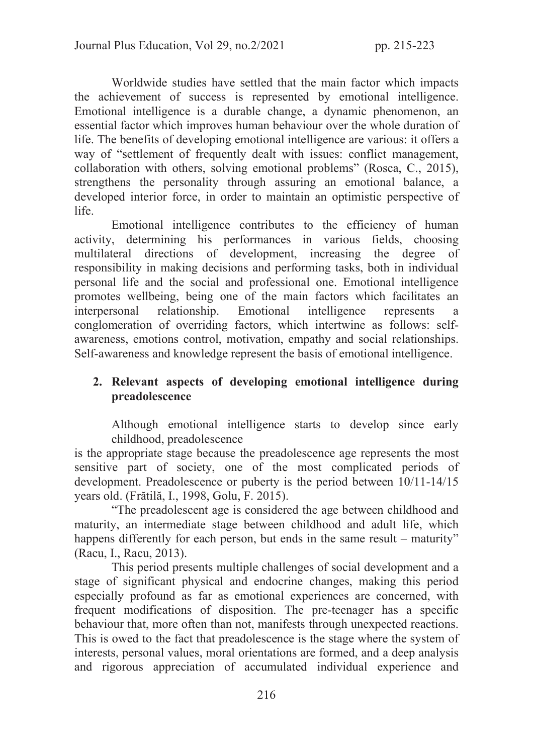Worldwide studies have settled that the main factor which impacts the achievement of success is represented by emotional intelligence. Emotional intelligence is a durable change, a dynamic phenomenon, an essential factor which improves human behaviour over the whole duration of life. The benefits of developing emotional intelligence are various: it offers a way of "settlement of frequently dealt with issues: conflict management, collaboration with others, solving emotional problems" (Rosca, C., 2015), strengthens the personality through assuring an emotional balance, a developed interior force, in order to maintain an optimistic perspective of life.

Emotional intelligence contributes to the efficiency of human activity, determining his performances in various fields, choosing multilateral directions of development, increasing the degree of responsibility in making decisions and performing tasks, both in individual personal life and the social and professional one. Emotional intelligence promotes wellbeing, being one of the main factors which facilitates an interpersonal relationship. Emotional intelligence represents a conglomeration of overriding factors, which intertwine as follows: self-awareness, emotions control, motivation, empathy and social relationships. Self-awareness and knowledge represent the basis of emotional intelligence.

## 2. Relevant aspects of developing emotional intelligence during preadolescence

Although emotional intelligence starts to develop since early childhood, preadolescence is the appropriate stage because the preadolescence age represents the most sensitive part of society, one of the most complicated periods of development. Preadolescence or puberty is the period between 10/11-14/15 years old. (Frătilă, I., 1998, Golu, F. 2015).

"The preadolescent age is considered the age between childhood and maturity, an intermediate stage between childhood and adult life, which happens differently for each person, but ends in the same result – maturity" (Racu, I., Racu, 2013).

This period presents multiple challenges of social development and a stage of significant physical and endocrine changes, making this period especially profound as far as emotional experiences are concerned, with frequent modifications of disposition. The pre-teenager has a specific behaviour that, more often than not, manifests through unexpected reactions. This is owed to the fact that preadolescence is the stage where the system of interests, personal values, moral orientations are formed, and a deep analysis and rigorous appreciation of accumulated individual experience and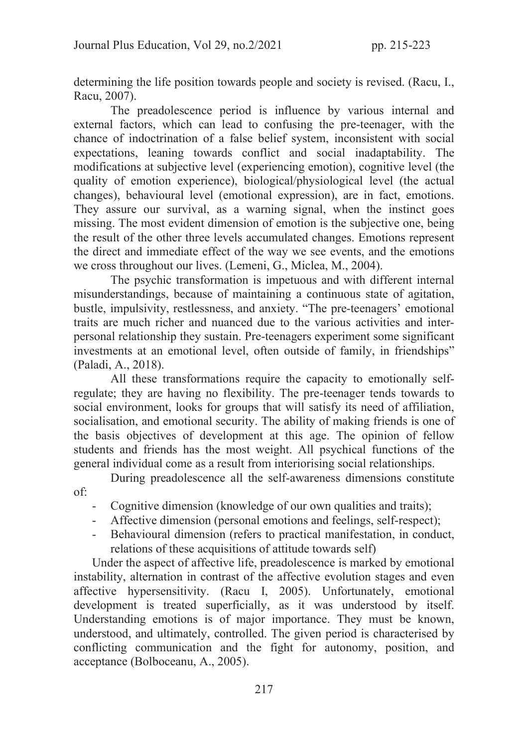determining the life position towards people and society is revised. (Racu, I., Racu, 2007).

The preadolescence period is influence by various internal and external factors, which can lead to confusing the pre-teenager, with the chance of indoctrination of a false belief system, inconsistent with social expectations, leaning towards conflict and social inadaptability. The modifications at subjective level (experiencing emotion), cognitive level (the quality of emotion experience), biological/physiological level (the actual changes), behavioural level (emotional expression), are in fact, emotions. They assure our survival, as a warning signal, when the instinct goes missing. The most evident dimension of emotion is the subjective one, being the result of the other three levels accumulated changes. Emotions represent the direct and immediate effect of the way we see events, and the emotions we cross throughout our lives. (Lemeni, G., Miclea, M., 2004).

The psychic transformation is impetuous and with different internal misunderstandings, because of maintaining a continuous state of agitation, bustle, impulsivity, restlessness, and anxiety. "The pre-teenagers' emotional traits are much richer and nuanced due to the various activities and inter-personal relationship they sustain. Pre-teenagers experiment some significant investments at an emotional level, often outside of family, in friendships" (Paladi, A., 2018).

All these transformations require the capacity to emotionally self-regulate; they are having no flexibility. The pre-teenager tends towards to social environment, looks for groups that will satisfy its need of affiliation, socialisation, and emotional security. The ability of making friends is one of the basis objectives of development at this age. The opinion of fellow students and friends has the most weight. All psychical functions of the general individual come as a result from interiorising social relationships.

During preadolescence all the self-awareness dimensions constitute of:

- Cognitive dimension (knowledge of our own qualities and traits);
- Affective dimension (personal emotions and feelings, self-respect);
- Behavioural dimension (refers to practical manifestation, in conduct, relations of these acquisitions of attitude towards self)

Under the aspect of affective life, preadolescence is marked by emotional instability, alternation in contrast of the affective evolution stages and even affective hypersensitivity. (Racu I, 2005). Unfortunately, emotional development is treated superficially, as it was understood by itself. Understanding emotions is of major importance. They must be known, understood, and ultimately, controlled. The given period is characterised by conflicting communication and the fight for autonomy, position, and acceptance (Bolboceanu, A., 2005).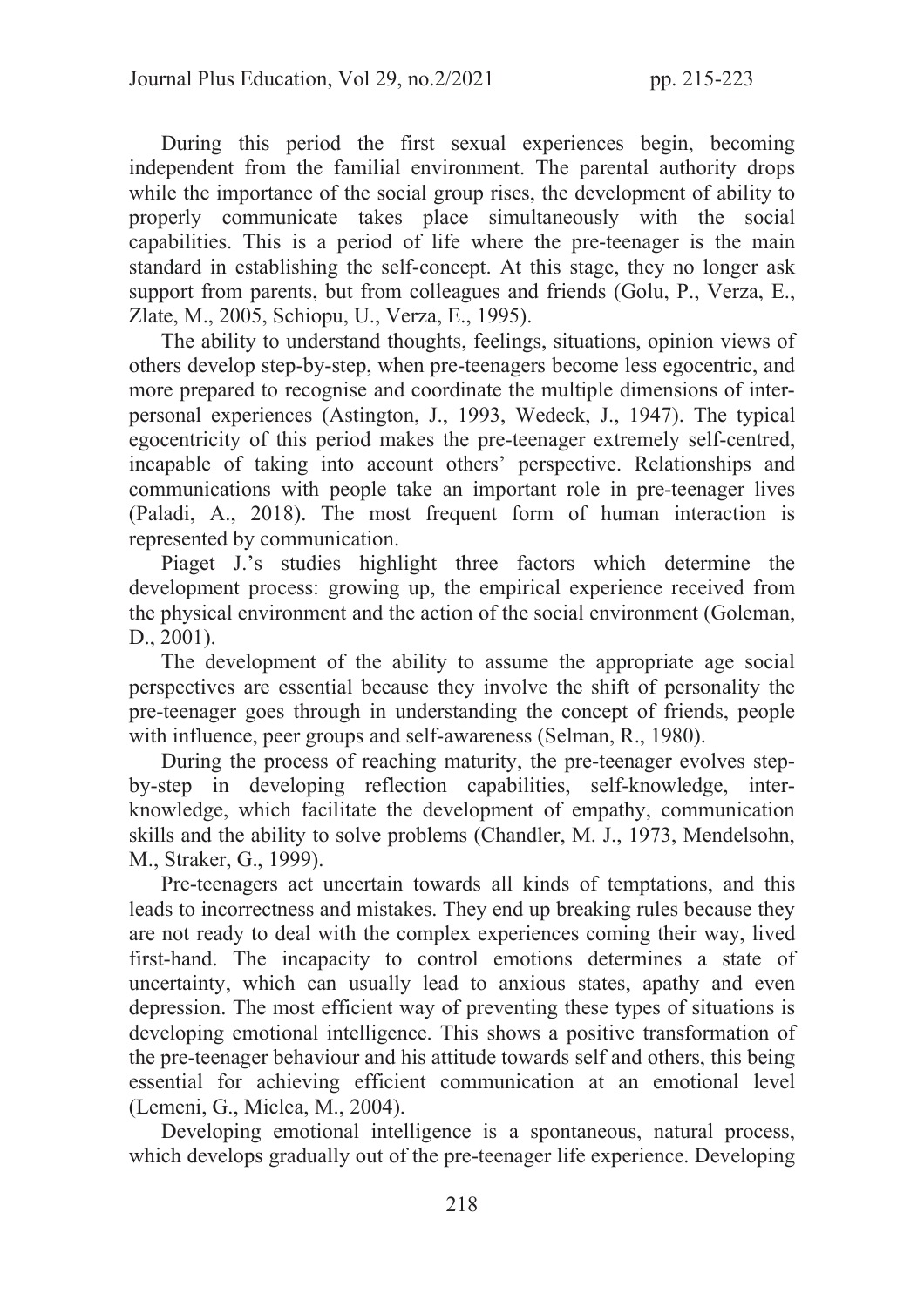During this period the first sexual experiences begin, becoming independent from the familial environment. The parental authority drops while the importance of the social group rises, the development of ability to properly communicate takes place simultaneously with the social capabilities. This is a period of life where the pre-teenager is the main standard in establishing the self-concept. At this stage, they no longer ask support from parents, but from colleagues and friends (Golu, P., Verza, E., Zlate, M., 2005, Schiopu, U., Verza, E., 1995).

The ability to understand thoughts, feelings, situations, opinion views of others develop step-by-step, when pre-teenagers become less egocentric, and more prepared to recognise and coordinate the multiple dimensions of inter-personal experiences (Astington, J., 1993, Wedeck, J., 1947). The typical egocentricity of this period makes the pre-teenager extremely self-centred, incapable of taking into account others' perspective. Relationships and communications with people take an important role in pre-teenager lives (Paladi, A., 2018). The most frequent form of human interaction is represented by communication.

Piaget J.'s studies highlight three factors which determine the development process: growing up, the empirical experience received from the physical environment and the action of the social environment (Goleman, D., 2001).

The development of the ability to assume the appropriate age social perspectives are essential because they involve the shift of personality the pre-teenager goes through in understanding the concept of friends, people with influence, peer groups and self-awareness (Selman, R., 1980).

During the process of reaching maturity, the pre-teenager evolves step-by-step in developing reflection capabilities, self-knowledge, inter-knowledge, which facilitate the development of empathy, communication skills and the ability to solve problems (Chandler, M. J., 1973, Mendelsohn, M., Straker, G., 1999).

Pre-teenagers act uncertain towards all kinds of temptations, and this leads to incorrectness and mistakes. They end up breaking rules because they are not ready to deal with the complex experiences coming their way, lived first-hand. The incapacity to control emotions determines a state of uncertainty, which can usually lead to anxious states, apathy and even depression. The most efficient way of preventing these types of situations is developing emotional intelligence. This shows a positive transformation of the pre-teenager behaviour and his attitude towards self and others, this being essential for achieving efficient communication at an emotional level (Lemeni, G., Miclea, M., 2004).

Developing emotional intelligence is a spontaneous, natural process, which develops gradually out of the pre-teenager life experience. Developing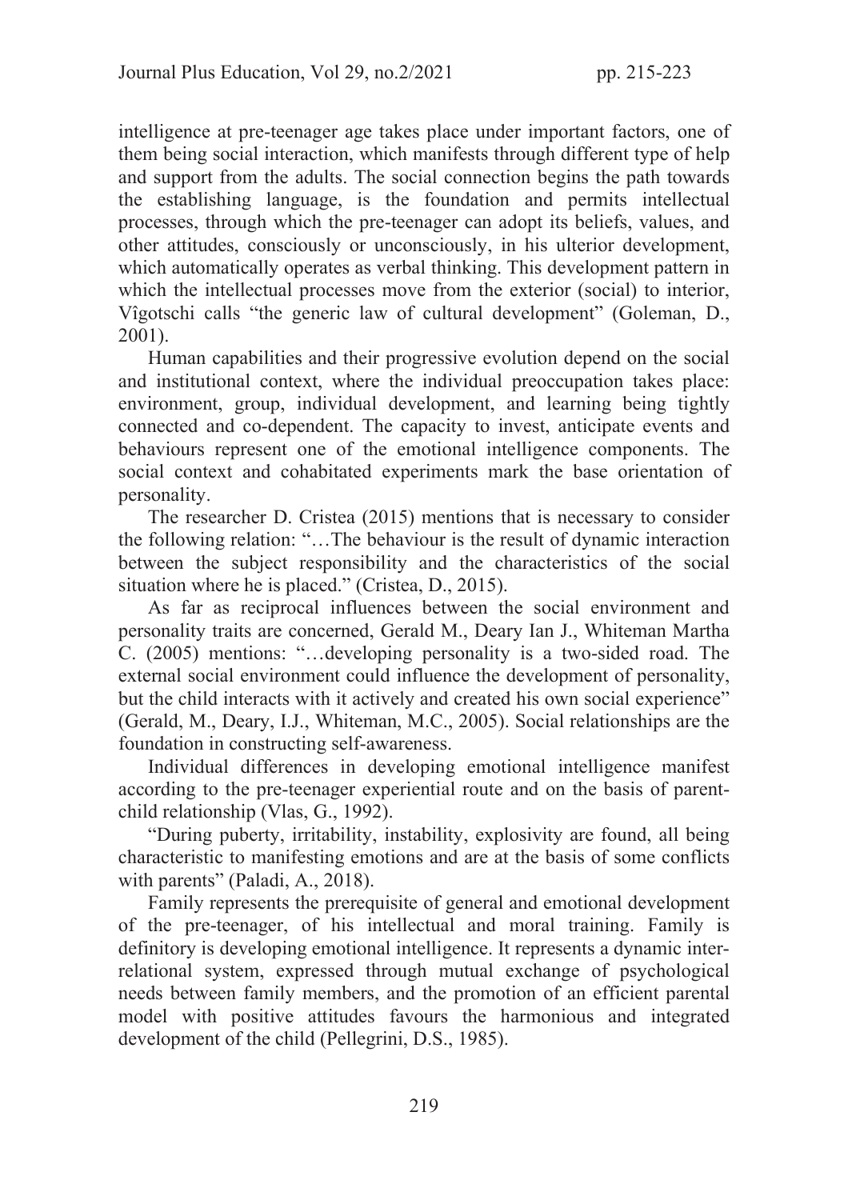intelligence at pre-teenager age takes place under important factors, one of them being social interaction, which manifests through different type of help and support from the adults. The social connection begins the path towards the establishing language, is the foundation and permits intellectual processes, through which the pre-teenager can adopt its beliefs, values, and other attitudes, consciously or unconsciously, in his ulterior development, which automatically operates as verbal thinking. This development pattern in which the intellectual processes move from the exterior (social) to interior, Vîgotschi calls "the generic law of cultural development" (Goleman, D., 2001).

Human capabilities and their progressive evolution depend on the social and institutional context, where the individual preoccupation takes place: environment, group, individual development, and learning being tightly connected and co-dependent. The capacity to invest, anticipate events and behaviours represent one of the emotional intelligence components. The social context and cohabitated experiments mark the base orientation of personality.

The researcher D. Cristea (2015) mentions that is necessary to consider the following relation: "…The behaviour is the result of dynamic interaction between the subject responsibility and the characteristics of the social situation where he is placed." (Cristea, D., 2015).

As far as reciprocal influences between the social environment and personality traits are concerned, Gerald M., Deary Ian J., Whiteman Martha C. (2005) mentions: "…developing personality is a two-sided road. The external social environment could influence the development of personality, but the child interacts with it actively and created his own social experience" (Gerald, M., Deary, I.J., Whiteman, M.C., 2005). Social relationships are the foundation in constructing self-awareness.

Individual differences in developing emotional intelligence manifest according to the pre-teenager experiential route and on the basis of parent-child relationship (Vlas, G., 1992).

"During puberty, irritability, instability, explosivity are found, all being characteristic to manifesting emotions and are at the basis of some conflicts with parents" (Paladi, A., 2018).

Family represents the prerequisite of general and emotional development of the pre-teenager, of his intellectual and moral training. Family is definitory is developing emotional intelligence. It represents a dynamic inter-relational system, expressed through mutual exchange of psychological needs between family members, and the promotion of an efficient parental model with positive attitudes favours the harmonious and integrated development of the child (Pellegrini, D.S., 1985).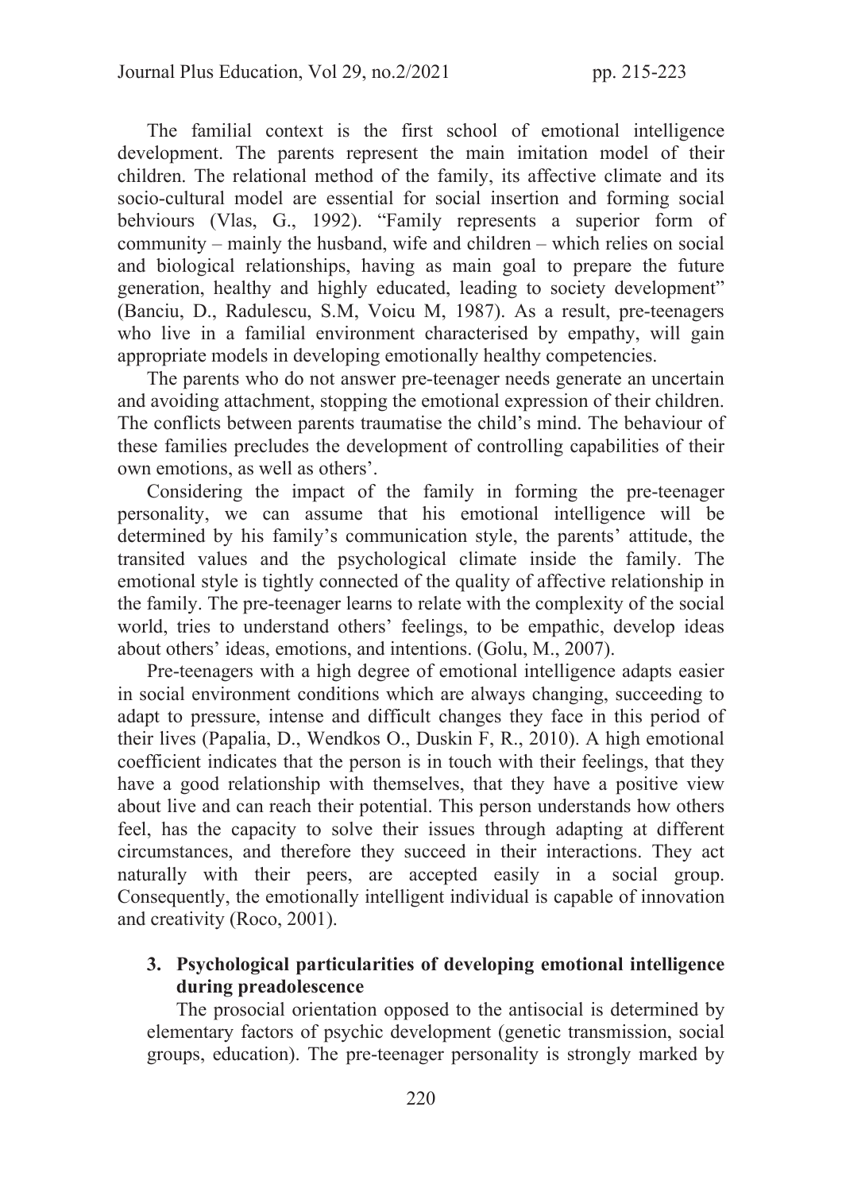The familial context is the first school of emotional intelligence development. The parents represent the main imitation model of their children. The relational method of the family, its affective climate and its socio-cultural model are essential for social insertion and forming social behviours (Vlas, G., 1992). "Family represents a superior form of community – mainly the husband, wife and children – which relies on social and biological relationships, having as main goal to prepare the future generation, healthy and highly educated, leading to society development" (Banciu, D., Radulescu, S.M, Voicu M, 1987). As a result, pre-teenagers who live in a familial environment characterised by empathy, will gain appropriate models in developing emotionally healthy competencies.

The parents who do not answer pre-teenager needs generate an uncertain and avoiding attachment, stopping the emotional expression of their children. The conflicts between parents traumatise the child's mind. The behaviour of these families precludes the development of controlling capabilities of their own emotions, as well as others'.

Considering the impact of the family in forming the pre-teenager personality, we can assume that his emotional intelligence will be determined by his family's communication style, the parents' attitude, the transited values and the psychological climate inside the family. The emotional style is tightly connected of the quality of affective relationship in the family. The pre-teenager learns to relate with the complexity of the social world, tries to understand others' feelings, to be empathic, develop ideas about others' ideas, emotions, and intentions. (Golu, M., 2007).

Pre-teenagers with a high degree of emotional intelligence adapts easier in social environment conditions which are always changing, succeeding to adapt to pressure, intense and difficult changes they face in this period of their lives (Papalia, D., Wendkos O., Duskin F, R., 2010). A high emotional coefficient indicates that the person is in touch with their feelings, that they have a good relationship with themselves, that they have a positive view about live and can reach their potential. This person understands how others feel, has the capacity to solve their issues through adapting at different circumstances, and therefore they succeed in their interactions. They act naturally with their peers, are accepted easily in a social group. Consequently, the emotionally intelligent individual is capable of innovation and creativity (Roco, 2001).

## 3. Psychological particularities of developing emotional intelligence during preadolescence

The prosocial orientation opposed to the antisocial is determined by elementary factors of psychic development (genetic transmission, social groups, education). The pre-teenager personality is strongly marked by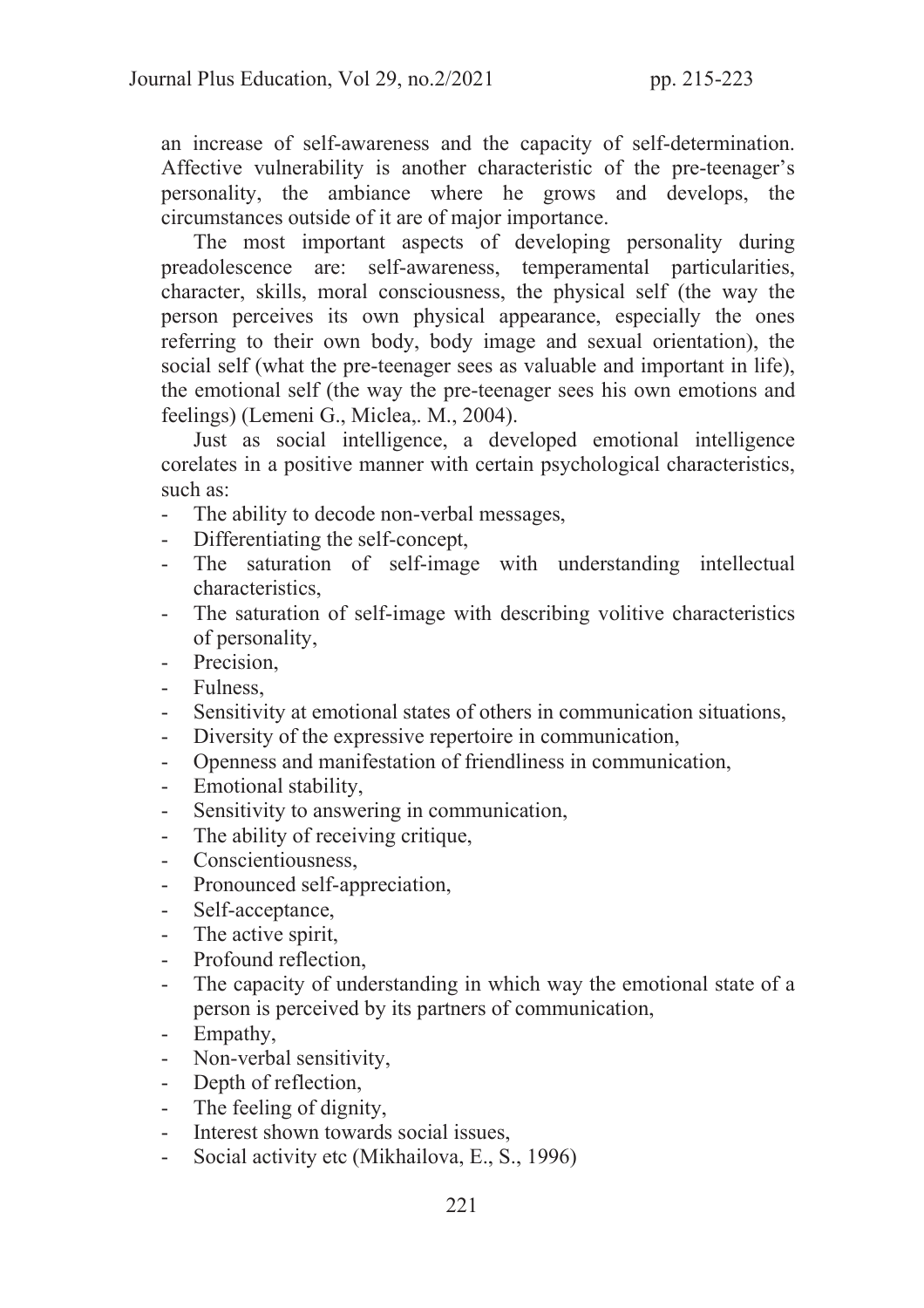an increase of self-awareness and the capacity of self-determination. Affective vulnerability is another characteristic of the pre-teenager's personality, the ambiance where he grows and develops, the circumstances outside of it are of major importance.

The most important aspects of developing personality during preadolescence are: self-awareness, temperamental particularities, character, skills, moral consciousness, the physical self (the way the person perceives its own physical appearance, especially the ones referring to their own body, body image and sexual orientation), the social self (what the pre-teenager sees as valuable and important in life), the emotional self (the way the pre-teenager sees his own emotions and feelings) (Lemeni G., Miclea,. M., 2004).

Just as social intelligence, a developed emotional intelligence corelates in a positive manner with certain psychological characteristics, such as:

- The ability to decode non-verbal messages,
- Differentiating the self-concept,
- The saturation of self-image with understanding intellectual characteristics,
- The saturation of self-image with describing volitive characteristics of personality,
- Precision,
- Fulness,
- Sensitivity at emotional states of others in communication situations,
- Diversity of the expressive repertoire in communication,
- Openness and manifestation of friendliness in communication,
- Emotional stability,
- Sensitivity to answering in communication,
- The ability of receiving critique,
- Conscientiousness,
- Pronounced self-appreciation,
- Self-acceptance,
- The active spirit,
- Profound reflection,
- The capacity of understanding in which way the emotional state of a person is perceived by its partners of communication,
- Empathy,
- Non-verbal sensitivity,
- Depth of reflection,
- The feeling of dignity,
- Interest shown towards social issues,
- Social activity etc (Mikhailova, E., S., 1996)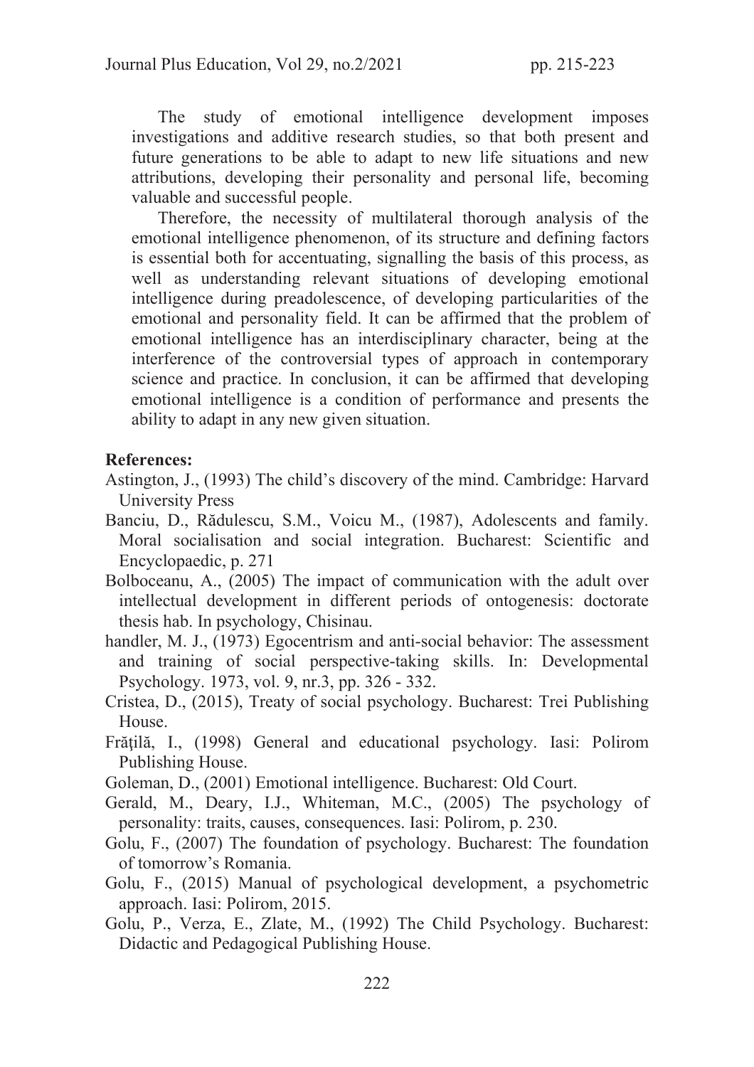The study of emotional intelligence development imposes investigations and additive research studies, so that both present and future generations to be able to adapt to new life situations and new attributions, developing their personality and personal life, becoming valuable and successful people.

Therefore, the necessity of multilateral thorough analysis of the emotional intelligence phenomenon, of its structure and defining factors is essential both for accentuating, signalling the basis of this process, as well as understanding relevant situations of developing emotional intelligence during preadolescence, of developing particularities of the emotional and personality field. It can be affirmed that the problem of emotional intelligence has an interdisciplinary character, being at the interference of the controversial types of approach in contemporary science and practice. In conclusion, it can be affirmed that developing emotional intelligence is a condition of performance and presents the ability to adapt in any new given situation.

**References:**

Astington, J., (1993) The child's discovery of the mind. Cambridge: Harvard University Press

Banciu, D., Rădulescu, S.M., Voicu M., (1987), Adolescents and family. Moral socialisation and social integration. Bucharest: Scientific and Encyclopaedic, p. 271

Bolboceanu, A., (2005) The impact of communication with the adult over intellectual development in different periods of ontogenesis: doctorate thesis hab. In psychology, Chisinau.

handler, M. J., (1973) Egocentrism and anti-social behavior: The assessment and training of social perspective-taking skills. In: Developmental Psychology. 1973, vol. 9, nr.3, pp. 326 - 332.

Cristea, D., (2015), Treaty of social psychology. Bucharest: Trei Publishing House.

Frăţilă, I., (1998) General and educational psychology. Iasi: Polirom Publishing House.

Goleman, D., (2001) Emotional intelligence. Bucharest: Old Court.

Gerald, M., Deary, I.J., Whiteman, M.C., (2005) The psychology of personality: traits, causes, consequences. Iasi: Polirom, p. 230.

Golu, F., (2007) The foundation of psychology. Bucharest: The foundation of tomorrow's Romania.

Golu, F., (2015) Manual of psychological development, a psychometric approach. Iasi: Polirom, 2015.

Golu, P., Verza, E., Zlate, M., (1992) The Child Psychology. Bucharest: Didactic and Pedagogical Publishing House.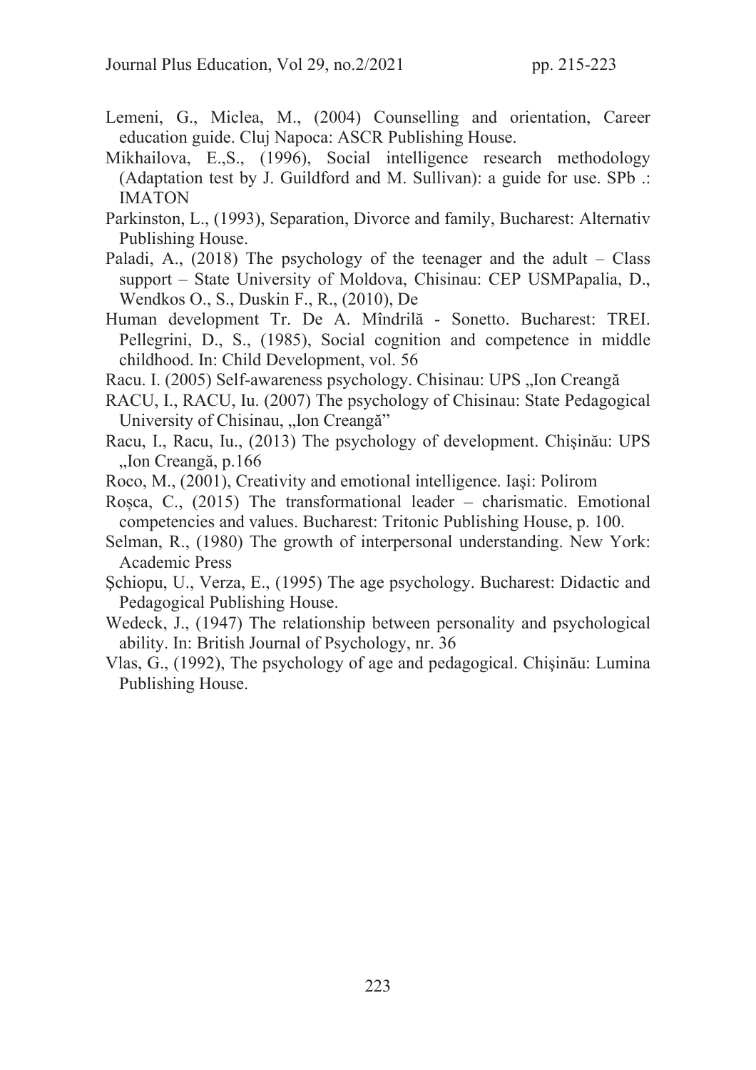Lemeni, G., Miclea, M., (2004) Counselling and orientation, Career education guide. Cluj Napoca: ASCR Publishing House.

Mikhailova, E.,S., (1996), Social intelligence research methodology (Adaptation test by J. Guildford and M. Sullivan): a guide for use. SPb .: IMATON

Parkinston, L., (1993), Separation, Divorce and family, Bucharest: Alternativ Publishing House.

Paladi, A., (2018) The psychology of the teenager and the adult – Class support – State University of Moldova, Chisinau: CEP USMPapalia, D., Wendkos O., S., Duskin F., R., (2010), De

Human development Tr. De A. Mîndrilă - Sonetto. Bucharest: TREI. Pellegrini, D., S., (1985), Social cognition and competence in middle childhood. In: Child Development, vol. 56

Racu. I. (2005) Self-awareness psychology. Chisinau: UPS „Ion Creangă

RACU, I., RACU, Iu. (2007) The psychology of Chisinau: State Pedagogical University of Chisinau, „Ion Creangă"

Racu, I., Racu, Iu., (2013) The psychology of development. Chişinău: UPS „Ion Creangă, p.166

Roco, M., (2001), Creativity and emotional intelligence. Iaşi: Polirom

Roșca, C., (2015) The transformational leader – charismatic. Emotional competencies and values. Bucharest: Tritonic Publishing House, p. 100.

Selman, R., (1980) The growth of interpersonal understanding. New York: Academic Press

Şchiopu, U., Verza, E., (1995) The age psychology. Bucharest: Didactic and Pedagogical Publishing House.

Wedeck, J., (1947) The relationship between personality and psychological ability. In: British Journal of Psychology, nr. 36

Vlas, G., (1992), The psychology of age and pedagogical. Chişinău: Lumina Publishing House.